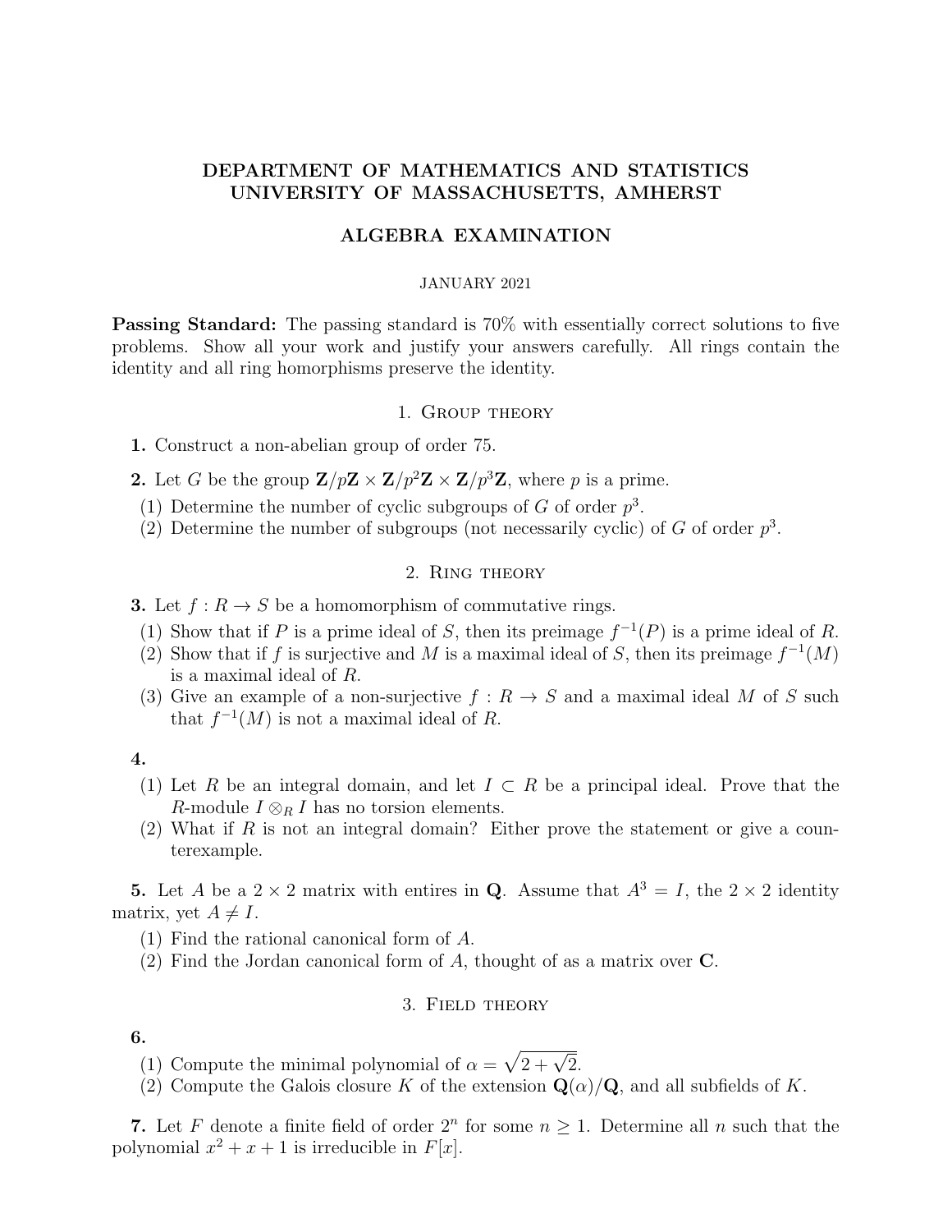# DEPARTMENT OF MATHEMATICS AND STATISTICS
# UNIVERSITY OF MASSACHUSETTS, AMHERST

## ALGEBRA EXAMINATION

JANUARY 2021

**Passing Standard:** The passing standard is 70% with essentially correct solutions to five problems. Show all your work and justify your answers carefully. All rings contain the identity and all ring homorphisms preserve the identity.

### 1. Group theory

**1.** Construct a non-abelian group of order 75.

**2.** Let $G$ be the group $\mathbf{Z}/p\mathbf{Z} \times \mathbf{Z}/p^2\mathbf{Z} \times \mathbf{Z}/p^3\mathbf{Z}$, where $p$ is a prime.

(1) Determine the number of cyclic subgroups of $G$ of order $p^3$.

(2) Determine the number of subgroups (not necessarily cyclic) of $G$ of order $p^3$.

### 2. Ring theory

**3.** Let $f : R \to S$ be a homomorphism of commutative rings.

(1) Show that if $P$ is a prime ideal of $S$, then its preimage $f^{-1}(P)$ is a prime ideal of $R$.

(2) Show that if $f$ is surjective and $M$ is a maximal ideal of $S$, then its preimage $f^{-1}(M)$ is a maximal ideal of $R$.

(3) Give an example of a non-surjective $f : R \to S$ and a maximal ideal $M$ of $S$ such that $f^{-1}(M)$ is not a maximal ideal of $R$.

**4.**

(1) Let $R$ be an integral domain, and let $I \subset R$ be a principal ideal. Prove that the $R$-module $I \otimes_R I$ has no torsion elements.

(2) What if $R$ is not an integral domain? Either prove the statement or give a counterexample.

**5.** Let $A$ be a $2 \times 2$ matrix with entires in $\mathbf{Q}$. Assume that $A^3 = I$, the $2 \times 2$ identity matrix, yet $A \neq I$.

(1) Find the rational canonical form of $A$.

(2) Find the Jordan canonical form of $A$, thought of as a matrix over $\mathbf{C}$.

### 3. Field theory

**6.**

(1) Compute the minimal polynomial of $\alpha = \sqrt{2 + \sqrt{2}}$.

(2) Compute the Galois closure $K$ of the extension $\mathbf{Q}(\alpha)/\mathbf{Q}$, and all subfields of $K$.

**7.** Let $F$ denote a finite field of order $2^n$ for some $n \geq 1$. Determine all $n$ such that the polynomial $x^2 + x + 1$ is irreducible in $F[x]$.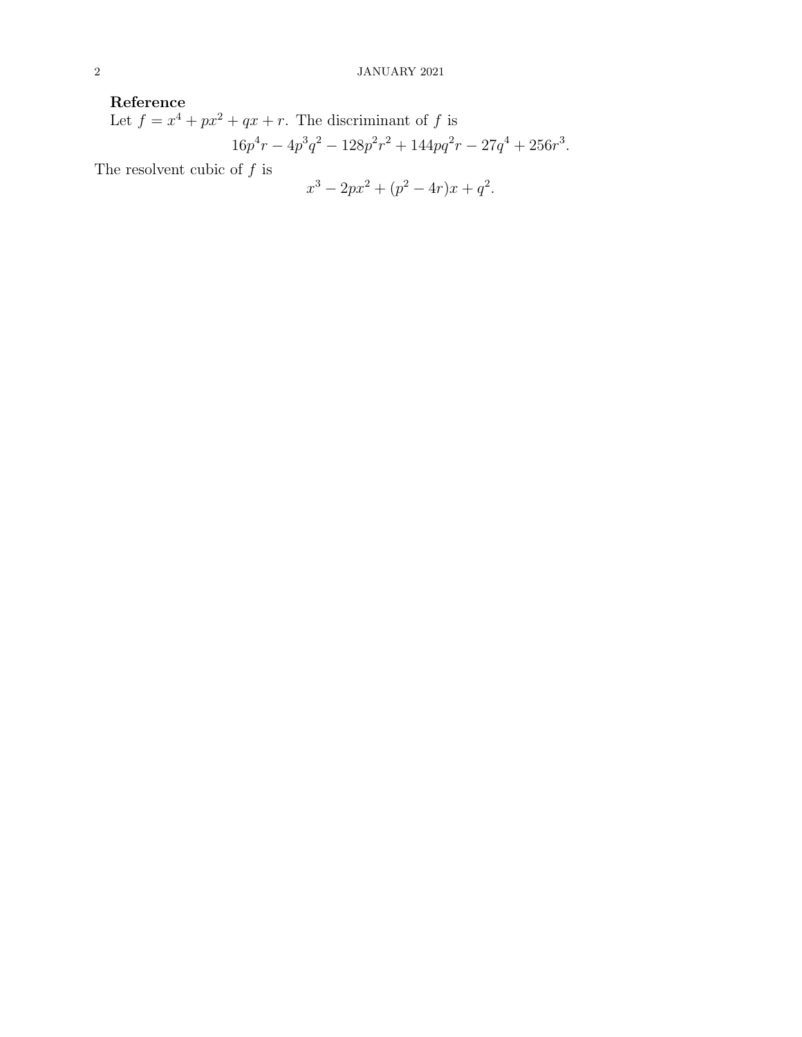**Reference**

Let $f = x^4 + px^2 + qx + r$. The discriminant of $f$ is

$$16p^4r - 4p^3q^2 - 128p^2r^2 + 144pq^2r - 27q^4 + 256r^3.$$

The resolvent cubic of $f$ is

$$x^3 - 2px^2 + (p^2 - 4r)x + q^2.$$